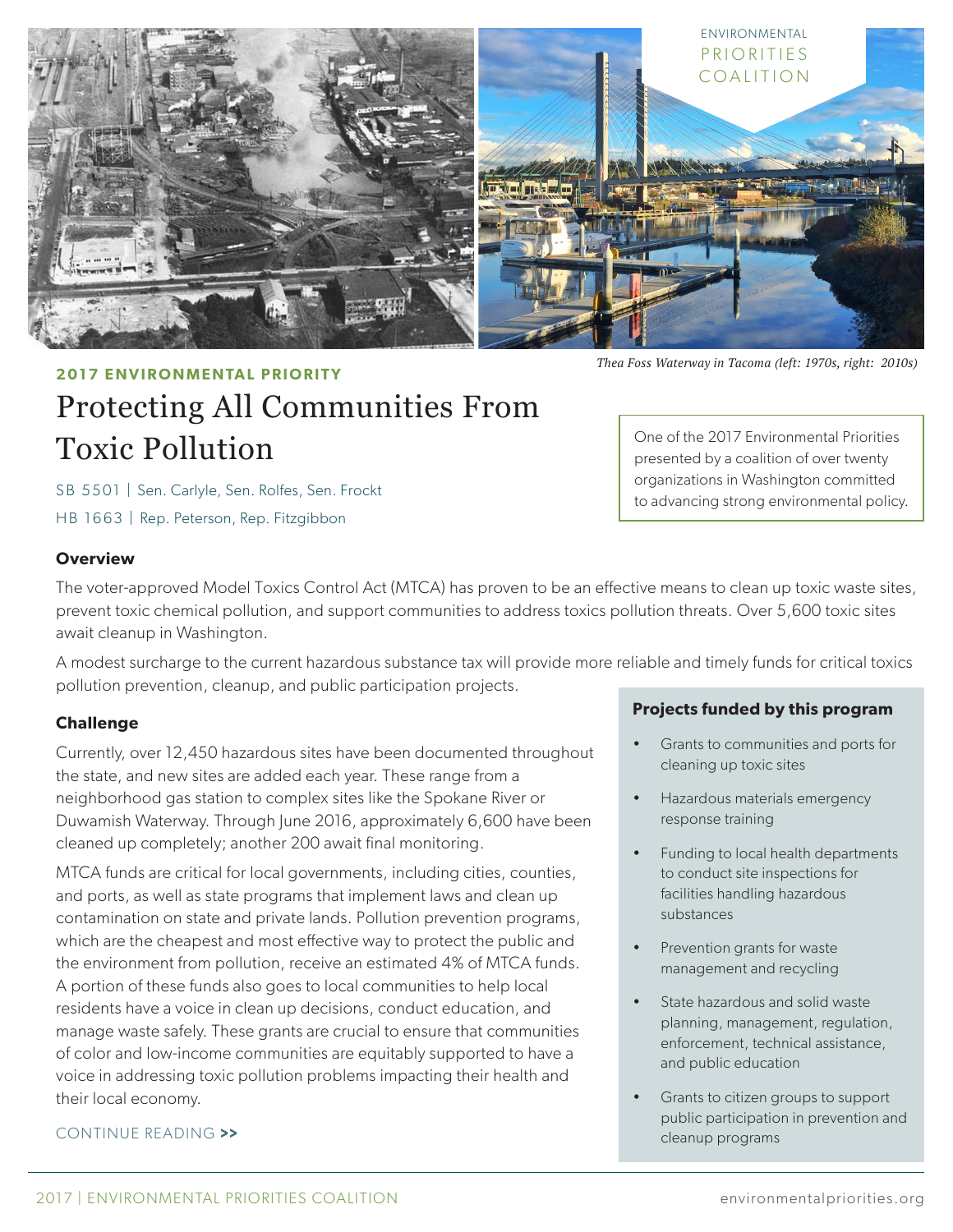ENVIRONMENTAL PRIORITIES COALITION

*Thea Foss Waterway in Tacoma (left: 1970s, right: 2010s)*

**2017 ENVIRONMENTAL PRIORITY**

# Protecting All Communities From Toxic Pollution

SB 5501 | Sen. Carlyle, Sen. Rolfes, Sen. Frockt

HB 1663 | Rep. Peterson, Rep. Fitzgibbon

> One of the 2017 Environmental Priorities presented by a coalition of over twenty organizations in Washington committed to advancing strong environmental policy.

### Overview

The voter-approved Model Toxics Control Act (MTCA) has proven to be an effective means to clean up toxic waste sites, prevent toxic chemical pollution, and support communities to address toxics pollution threats. Over 5,600 toxic sites await cleanup in Washington.

A modest surcharge to the current hazardous substance tax will provide more reliable and timely funds for critical toxics pollution prevention, cleanup, and public participation projects.

### Challenge

Currently, over 12,450 hazardous sites have been documented throughout the state, and new sites are added each year. These range from a neighborhood gas station to complex sites like the Spokane River or Duwamish Waterway. Through June 2016, approximately 6,600 have been cleaned up completely; another 200 await final monitoring.

MTCA funds are critical for local governments, including cities, counties, and ports, as well as state programs that implement laws and clean up contamination on state and private lands. Pollution prevention programs, which are the cheapest and most effective way to protect the public and the environment from pollution, receive an estimated 4% of MTCA funds. A portion of these funds also goes to local communities to help local residents have a voice in clean up decisions, conduct education, and manage waste safely. These grants are crucial to ensure that communities of color and low-income communities are equitably supported to have a voice in addressing toxic pollution problems impacting their health and their local economy.

CONTINUE READING >>

### Projects funded by this program

- Grants to communities and ports for cleaning up toxic sites
- Hazardous materials emergency response training
- Funding to local health departments to conduct site inspections for facilities handling hazardous substances
- Prevention grants for waste management and recycling
- State hazardous and solid waste planning, management, regulation, enforcement, technical assistance, and public education
- Grants to citizen groups to support public participation in prevention and cleanup programs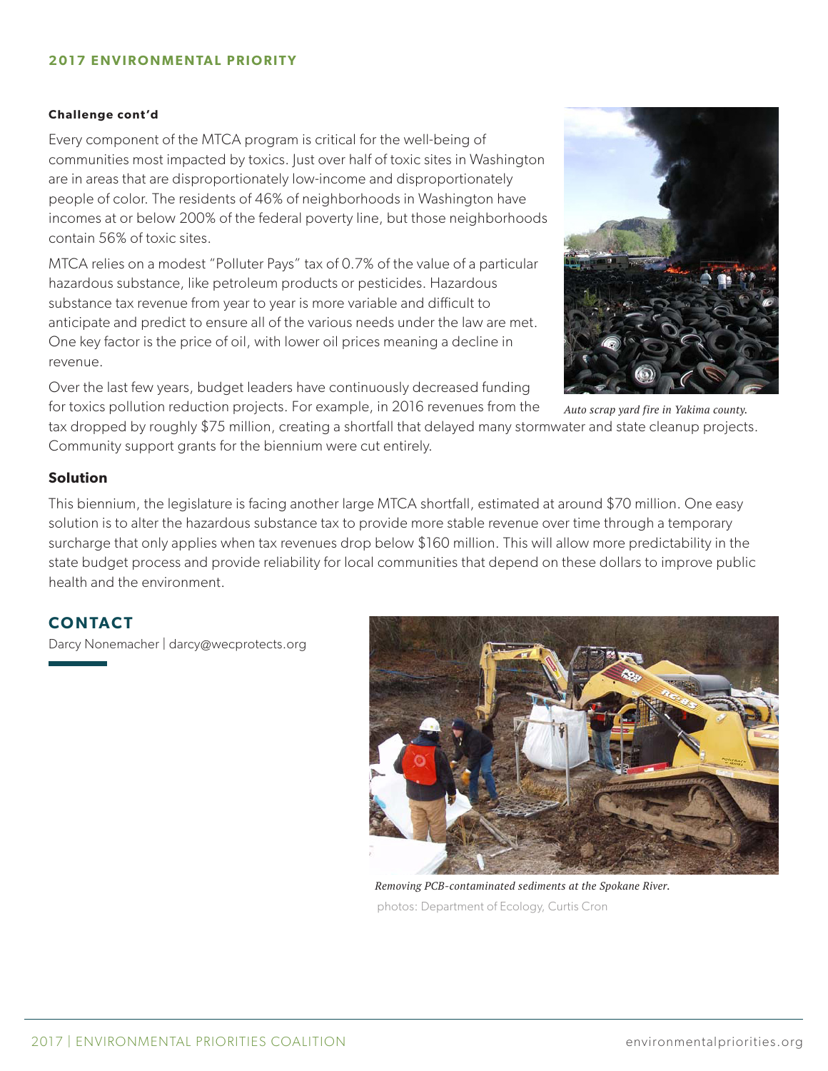**2017 ENVIRONMENTAL PRIORITY**

**Challenge cont'd**

Every component of the MTCA program is critical for the well-being of communities most impacted by toxics. Just over half of toxic sites in Washington are in areas that are disproportionately low-income and disproportionately people of color. The residents of 46% of neighborhoods in Washington have incomes at or below 200% of the federal poverty line, but those neighborhoods contain 56% of toxic sites.

MTCA relies on a modest "Polluter Pays" tax of 0.7% of the value of a particular hazardous substance, like petroleum products or pesticides. Hazardous substance tax revenue from year to year is more variable and difficult to anticipate and predict to ensure all of the various needs under the law are met. One key factor is the price of oil, with lower oil prices meaning a decline in revenue.

Over the last few years, budget leaders have continuously decreased funding for toxics pollution reduction projects. For example, in 2016 revenues from the tax dropped by roughly $75 million, creating a shortfall that delayed many stormwater and state cleanup projects. Community support grants for the biennium were cut entirely.

*Auto scrap yard fire in Yakima county.*

## Solution

This biennium, the legislature is facing another large MTCA shortfall, estimated at around $70 million. One easy solution is to alter the hazardous substance tax to provide more stable revenue over time through a temporary surcharge that only applies when tax revenues drop below $160 million. This will allow more predictability in the state budget process and provide reliability for local communities that depend on these dollars to improve public health and the environment.

## CONTACT

Darcy Nonemacher | darcy@wecprotects.org

*Removing PCB-contaminated sediments at the Spokane River.*

photos: Department of Ecology, Curtis Cron